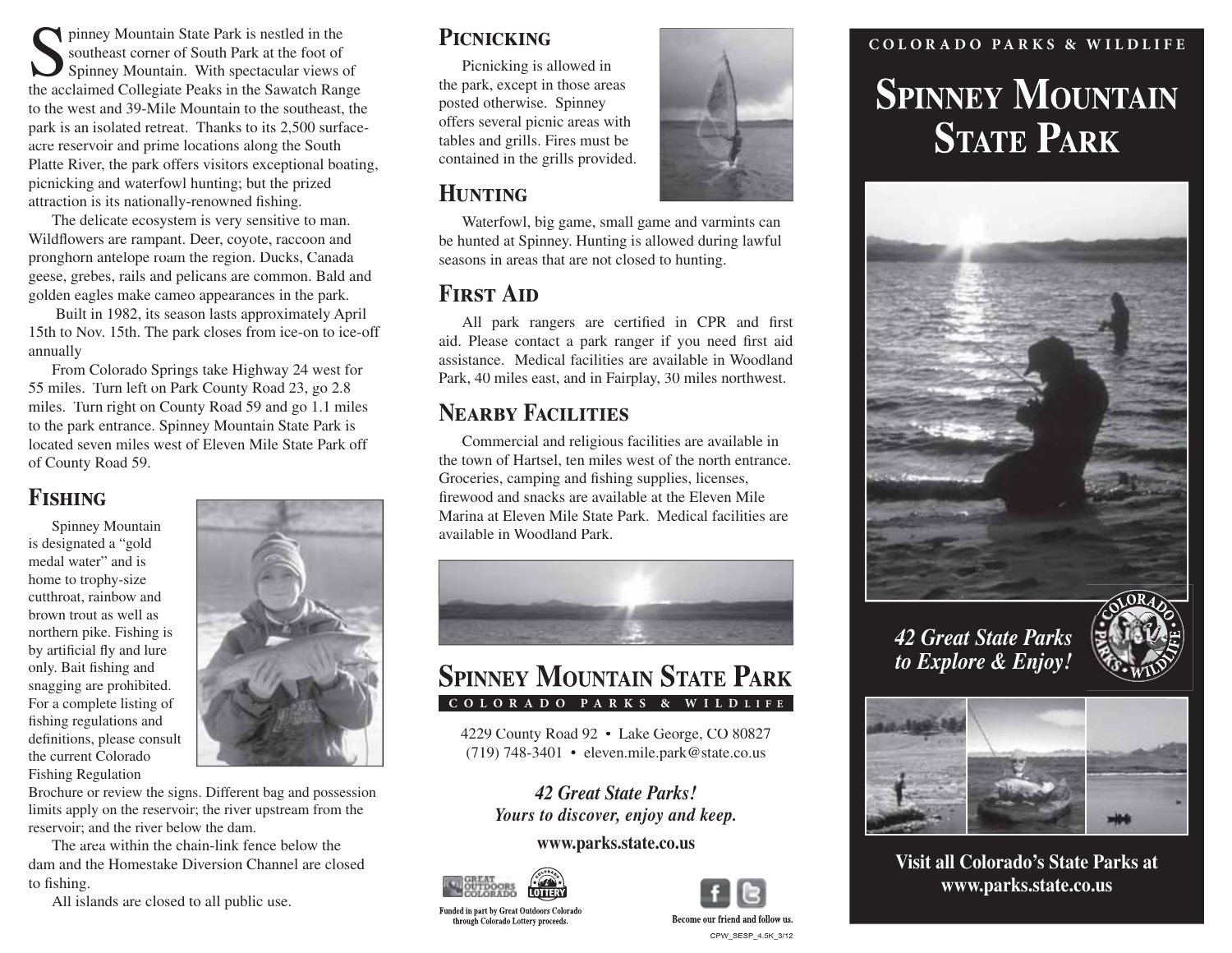Spinney Mountain State Park is nestled in the southeast corner of South Park at the foot of Spinney Mountain. With spectacular views of the acclaimed Collegiate Peaks in the Sawatch Range to the west and 39-Mile Mountain to the southeast, the park is an isolated retreat. Thanks to its 2,500 surface-acre reservoir and prime locations along the South Platte River, the park offers visitors exceptional boating, picnicking and waterfowl hunting; but the prized attraction is its nationally-renowned fishing.

The delicate ecosystem is very sensitive to man. Wildflowers are rampant. Deer, coyote, raccoon and pronghorn antelope roam the region. Ducks, Canada geese, grebes, rails and pelicans are common. Bald and golden eagles make cameo appearances in the park.

Built in 1982, its season lasts approximately April 15th to Nov. 15th. The park closes from ice-on to ice-off annually

From Colorado Springs take Highway 24 west for 55 miles. Turn left on Park County Road 23, go 2.8 miles. Turn right on County Road 59 and go 1.1 miles to the park entrance. Spinney Mountain State Park is located seven miles west of Eleven Mile State Park off of County Road 59.

## Fishing

Spinney Mountain is designated a "gold medal water" and is home to trophy-size cutthroat, rainbow and brown trout as well as northern pike. Fishing is by artificial fly and lure only. Bait fishing and snagging are prohibited. For a complete listing of fishing regulations and definitions, please consult the current Colorado Fishing Regulation Brochure or review the signs. Different bag and possession limits apply on the reservoir; the river upstream from the reservoir; and the river below the dam.

The area within the chain-link fence below the dam and the Homestake Diversion Channel are closed to fishing.

All islands are closed to all public use.

## Picnicking

Picnicking is allowed in the park, except in those areas posted otherwise. Spinney offers several picnic areas with tables and grills. Fires must be contained in the grills provided.

## Hunting

Waterfowl, big game, small game and varmints can be hunted at Spinney. Hunting is allowed during lawful seasons in areas that are not closed to hunting.

## First Aid

All park rangers are certified in CPR and first aid. Please contact a park ranger if you need first aid assistance. Medical facilities are available in Woodland Park, 40 miles east, and in Fairplay, 30 miles northwest.

## Nearby Facilities

Commercial and religious facilities are available in the town of Hartsel, ten miles west of the north entrance. Groceries, camping and fishing supplies, licenses, firewood and snacks are available at the Eleven Mile Marina at Eleven Mile State Park. Medical facilities are available in Woodland Park.

## Spinney Mountain State Park

**COLORADO PARKS & WILDLIFE**

4229 County Road 92 • Lake George, CO 80827
(719) 748-3401 • eleven.mile.park@state.co.us

***42 Great State Parks!***
***Yours to discover, enjoy and keep.***

**www.parks.state.co.us**

Funded in part by Great Outdoors Colorado through Colorado Lottery proceeds.

Become our friend and follow us.

CPW_SESP_4.5K_3/12

**COLORADO PARKS & WILDLIFE**

# Spinney Mountain State Park

***42 Great State Parks to Explore & Enjoy!***

**Visit all Colorado's State Parks at www.parks.state.co.us**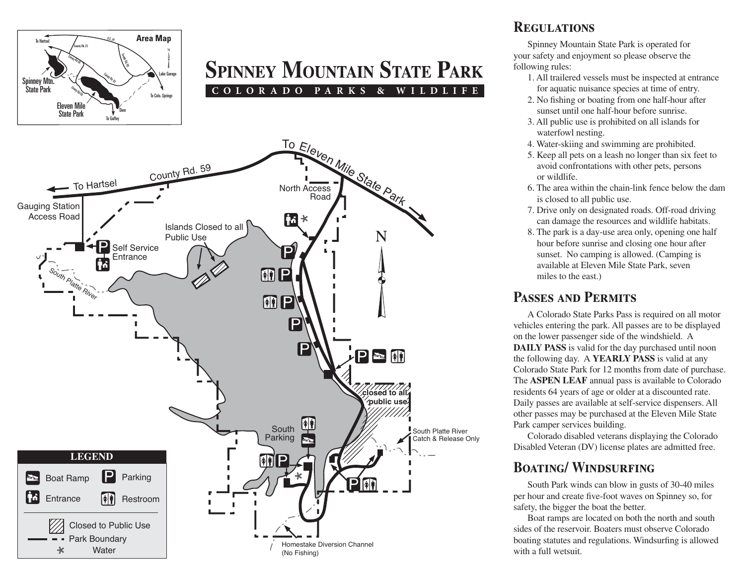# Spinney Mountain State Park

COLORADO PARKS & WILDLIFE

Area Map

To Hartsel

U.S. 24

County Rd. 23

County Rd. 59

County Rd. 59

County Rd. 92

County Rd. 59

Spinney Mtn. State Park

Eleven Mile State Park

Lake George

To Colo. Springs

Dam

To Guffey

To Eleven Mile State Park

County Rd. 59

To Hartsel

Gauging Station Access Road

Self Service Entrance

South Platte River

Islands Closed to all Public Use

North Access Road

N

closed to all public use

South Parking

South Platte River Catch & Release Only

Homestake Diversion Channel (No Fishing)

LEGEND

Boat Ramp

Parking

Entrance

Restroom

Closed to Public Use

Park Boundary

* Water

## Regulations

Spinney Mountain State Park is operated for your safety and enjoyment so please observe the following rules:

1. All trailered vessels must be inspected at entrance for aquatic nuisance species at time of entry.
2. No fishing or boating from one half-hour after sunset until one half-hour before sunrise.
3. All public use is prohibited on all islands for waterfowl nesting.
4. Water-skiing and swimming are prohibited.
5. Keep all pets on a leash no longer than six feet to avoid confrontations with other pets, persons or wildlife.
6. The area within the chain-link fence below the dam is closed to all public use.
7. Drive only on designated roads. Off-road driving can damage the resources and wildlife habitats.
8. The park is a day-use area only, opening one half hour before sunrise and closing one hour after sunset. No camping is allowed. (Camping is available at Eleven Mile State Park, seven miles to the east.)

## Passes and Permits

A Colorado State Parks Pass is required on all motor vehicles entering the park. All passes are to be displayed on the lower passenger side of the windshield. A **DAILY PASS** is valid for the day purchased until noon the following day. A **YEARLY PASS** is valid at any Colorado State Park for 12 months from date of purchase. The **ASPEN LEAF** annual pass is available to Colorado residents 64 years of age or older at a discounted rate. Daily passes are available at self-service dispensers. All other passes may be purchased at the Eleven Mile State Park camper services building.

Colorado disabled veterans displaying the Colorado Disabled Veteran (DV) license plates are admitted free.

## Boating/ Windsurfing

South Park winds can blow in gusts of 30-40 miles per hour and create five-foot waves on Spinney so, for safety, the bigger the boat the better.

Boat ramps are located on both the north and south sides of the reservoir. Boaters must observe Colorado boating statutes and regulations. Windsurfing is allowed with a full wetsuit.